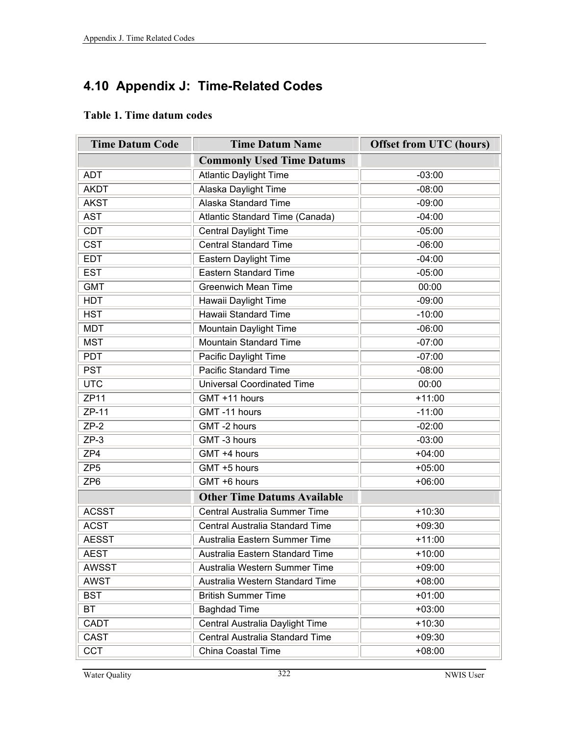## 4.10 Appendix J: Time-Related Codes

**Table 1. Time datum codes**

| Time Datum Code | Time Datum Name | Offset from UTC (hours) |
|---|---|---|
| | **Commonly Used Time Datums** | |
| ADT | Atlantic Daylight Time | -03:00 |
| AKDT | Alaska Daylight Time | -08:00 |
| AKST | Alaska Standard Time | -09:00 |
| AST | Atlantic Standard Time (Canada) | -04:00 |
| CDT | Central Daylight Time | -05:00 |
| CST | Central Standard Time | -06:00 |
| EDT | Eastern Daylight Time | -04:00 |
| EST | Eastern Standard Time | -05:00 |
| GMT | Greenwich Mean Time | 00:00 |
| HDT | Hawaii Daylight Time | -09:00 |
| HST | Hawaii Standard Time | -10:00 |
| MDT | Mountain Daylight Time | -06:00 |
| MST | Mountain Standard Time | -07:00 |
| PDT | Pacific Daylight Time | -07:00 |
| PST | Pacific Standard Time | -08:00 |
| UTC | Universal Coordinated Time | 00:00 |
| ZP11 | GMT +11 hours | +11:00 |
| ZP-11 | GMT -11 hours | -11:00 |
| ZP-2 | GMT -2 hours | -02:00 |
| ZP-3 | GMT -3 hours | -03:00 |
| ZP4 | GMT +4 hours | +04:00 |
| ZP5 | GMT +5 hours | +05:00 |
| ZP6 | GMT +6 hours | +06:00 |
| | **Other Time Datums Available** | |
| ACSST | Central Australia Summer Time | +10:30 |
| ACST | Central Australia Standard Time | +09:30 |
| AESST | Australia Eastern Summer Time | +11:00 |
| AEST | Australia Eastern Standard Time | +10:00 |
| AWSST | Australia Western Summer Time | +09:00 |
| AWST | Australia Western Standard Time | +08:00 |
| BST | British Summer Time | +01:00 |
| BT | Baghdad Time | +03:00 |
| CADT | Central Australia Daylight Time | +10:30 |
| CAST | Central Australia Standard Time | +09:30 |
| CCT | China Coastal Time | +08:00 |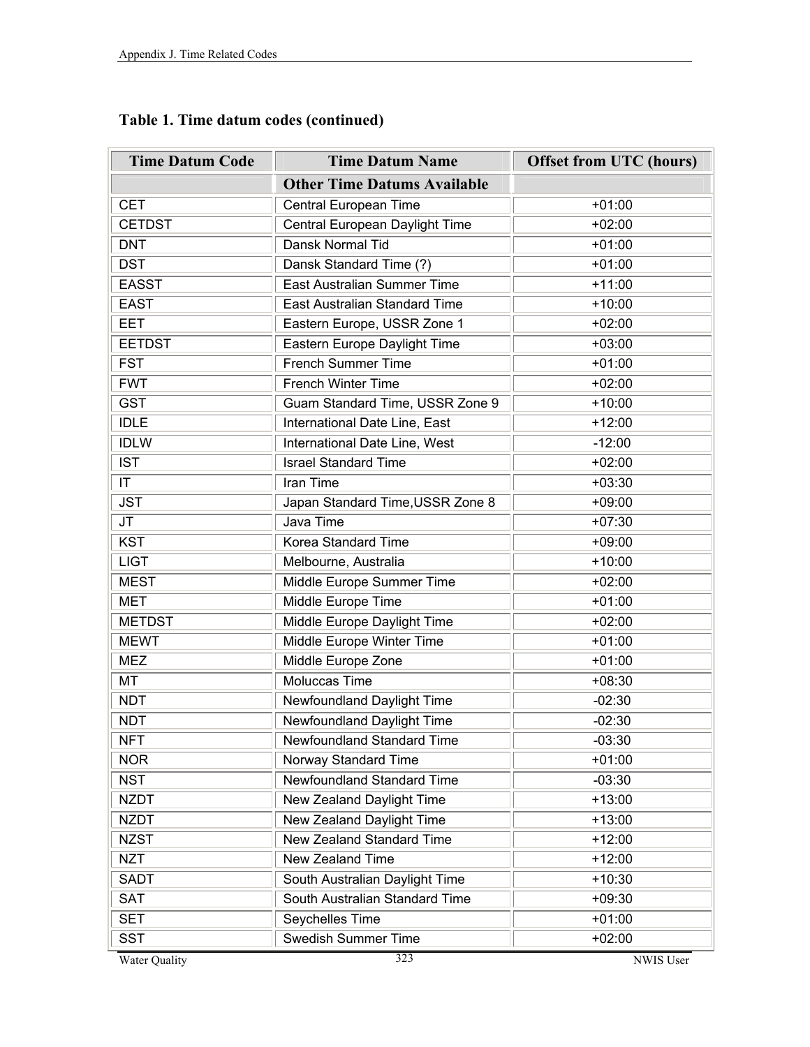## Table 1. Time datum codes (continued)

| Time Datum Code | Time Datum Name | Offset from UTC (hours) |
|---|---|---|
| | **Other Time Datums Available** | |
| CET | Central European Time | +01:00 |
| CETDST | Central European Daylight Time | +02:00 |
| DNT | Dansk Normal Tid | +01:00 |
| DST | Dansk Standard Time (?) | +01:00 |
| EASST | East Australian Summer Time | +11:00 |
| EAST | East Australian Standard Time | +10:00 |
| EET | Eastern Europe, USSR Zone 1 | +02:00 |
| EETDST | Eastern Europe Daylight Time | +03:00 |
| FST | French Summer Time | +01:00 |
| FWT | French Winter Time | +02:00 |
| GST | Guam Standard Time, USSR Zone 9 | +10:00 |
| IDLE | International Date Line, East | +12:00 |
| IDLW | International Date Line, West | -12:00 |
| IST | Israel Standard Time | +02:00 |
| IT | Iran Time | +03:30 |
| JST | Japan Standard Time,USSR Zone 8 | +09:00 |
| JT | Java Time | +07:30 |
| KST | Korea Standard Time | +09:00 |
| LIGT | Melbourne, Australia | +10:00 |
| MEST | Middle Europe Summer Time | +02:00 |
| MET | Middle Europe Time | +01:00 |
| METDST | Middle Europe Daylight Time | +02:00 |
| MEWT | Middle Europe Winter Time | +01:00 |
| MEZ | Middle Europe Zone | +01:00 |
| MT | Moluccas Time | +08:30 |
| NDT | Newfoundland Daylight Time | -02:30 |
| NDT | Newfoundland Daylight Time | -02:30 |
| NFT | Newfoundland Standard Time | -03:30 |
| NOR | Norway Standard Time | +01:00 |
| NST | Newfoundland Standard Time | -03:30 |
| NZDT | New Zealand Daylight Time | +13:00 |
| NZDT | New Zealand Daylight Time | +13:00 |
| NZST | New Zealand Standard Time | +12:00 |
| NZT | New Zealand Time | +12:00 |
| SADT | South Australian Daylight Time | +10:30 |
| SAT | South Australian Standard Time | +09:30 |
| SET | Seychelles Time | +01:00 |
| SST | Swedish Summer Time | +02:00 |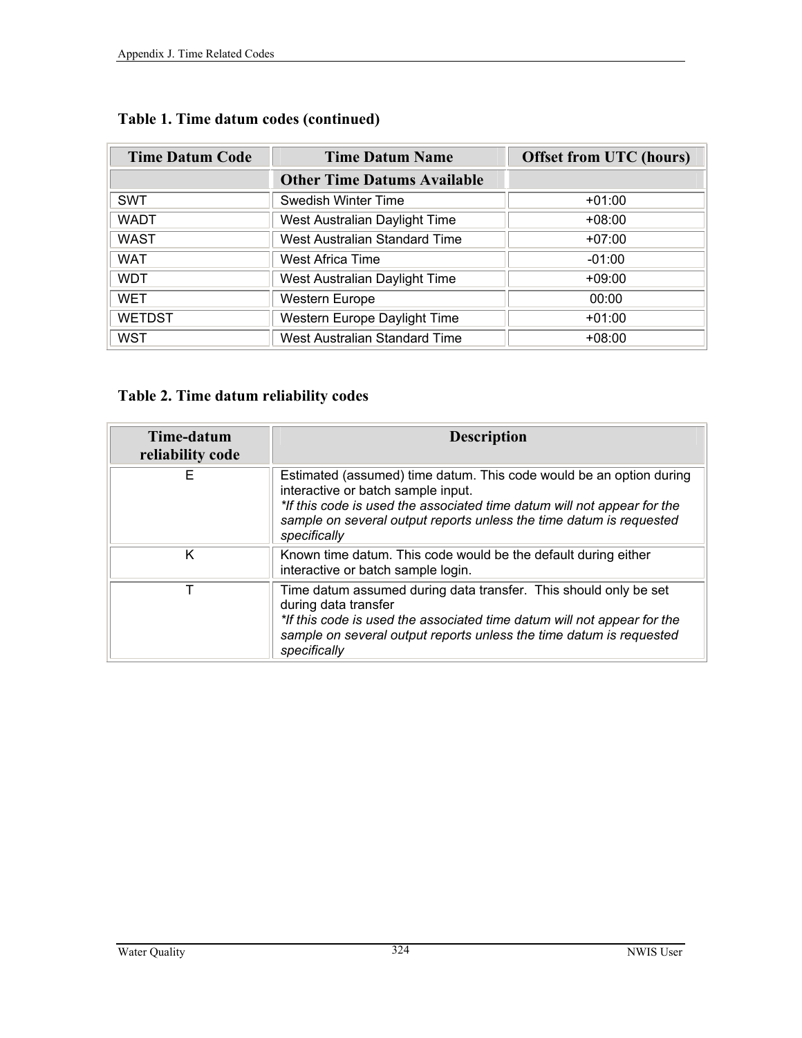### Table 1. Time datum codes (continued)

| Time Datum Code | Time Datum Name | Offset from UTC (hours) |
|---|---|---|
| | **Other Time Datums Available** | |
| SWT | Swedish Winter Time | +01:00 |
| WADT | West Australian Daylight Time | +08:00 |
| WAST | West Australian Standard Time | +07:00 |
| WAT | West Africa Time | -01:00 |
| WDT | West Australian Daylight Time | +09:00 |
| WET | Western Europe | 00:00 |
| WETDST | Western Europe Daylight Time | +01:00 |
| WST | West Australian Standard Time | +08:00 |

### Table 2. Time datum reliability codes

| Time-datum reliability code | Description |
|---|---|
| E | Estimated (assumed) time datum. This code would be an option during interactive or batch sample input. *\*If this code is used the associated time datum will not appear for the sample on several output reports unless the time datum is requested specifically* |
| K | Known time datum. This code would be the default during either interactive or batch sample login. |
| T | Time datum assumed during data transfer. This should only be set during data transfer *\*If this code is used the associated time datum will not appear for the sample on several output reports unless the time datum is requested specifically* |